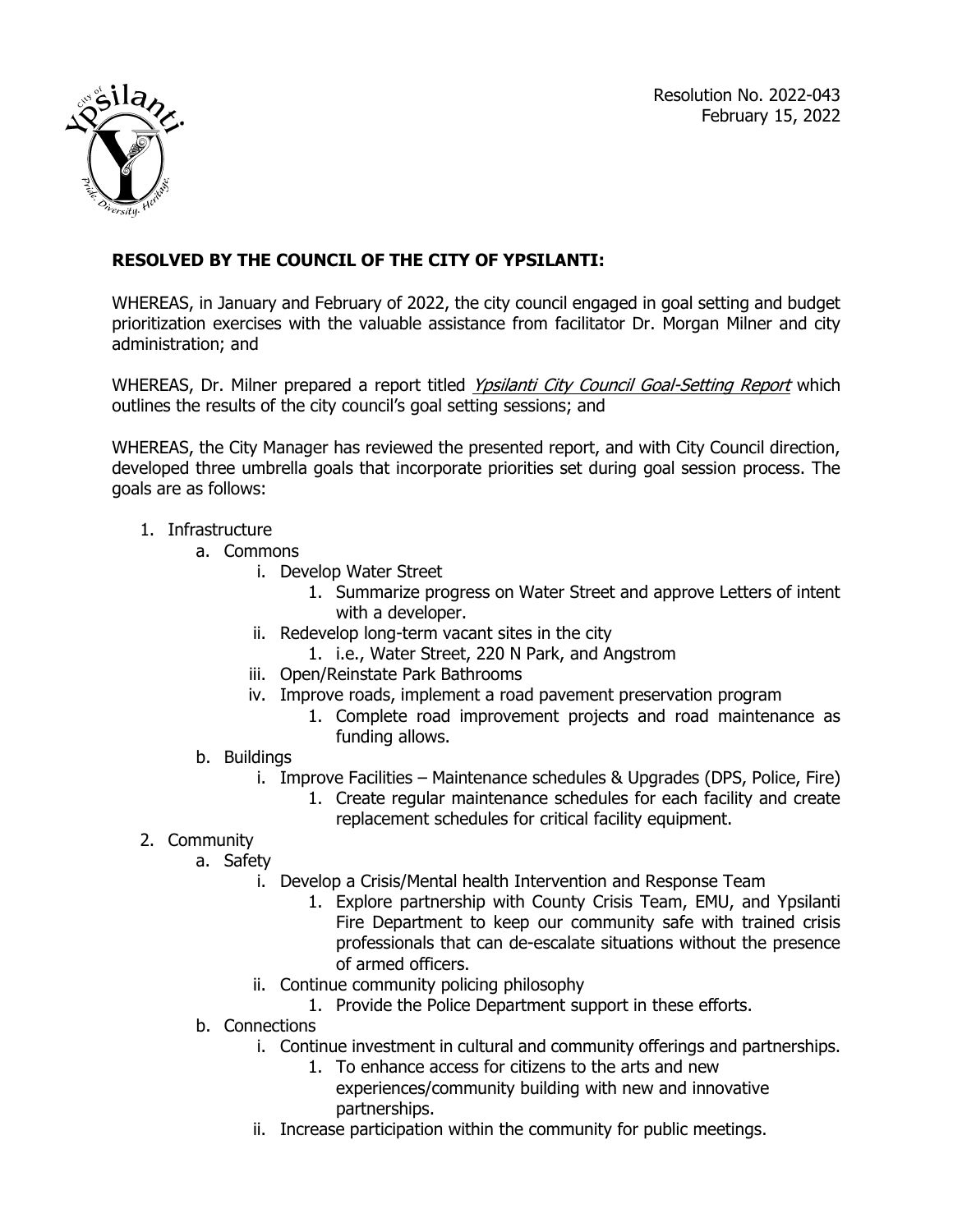Resolution No. 2022-043
February 15, 2022

**RESOLVED BY THE COUNCIL OF THE CITY OF YPSILANTI:**

WHEREAS, in January and February of 2022, the city council engaged in goal setting and budget prioritization exercises with the valuable assistance from facilitator Dr. Morgan Milner and city administration; and

WHEREAS, Dr. Milner prepared a report titled *Ypsilanti City Council Goal-Setting Report* which outlines the results of the city council's goal setting sessions; and

WHEREAS, the City Manager has reviewed the presented report, and with City Council direction, developed three umbrella goals that incorporate priorities set during goal session process. The goals are as follows:

1. Infrastructure
   a. Commons
      i. Develop Water Street
         1. Summarize progress on Water Street and approve Letters of intent with a developer.
      ii. Redevelop long-term vacant sites in the city
         1. i.e., Water Street, 220 N Park, and Angstrom
      iii. Open/Reinstate Park Bathrooms
      iv. Improve roads, implement a road pavement preservation program
         1. Complete road improvement projects and road maintenance as funding allows.
   b. Buildings
      i. Improve Facilities – Maintenance schedules & Upgrades (DPS, Police, Fire)
         1. Create regular maintenance schedules for each facility and create replacement schedules for critical facility equipment.
2. Community
   a. Safety
      i. Develop a Crisis/Mental health Intervention and Response Team
         1. Explore partnership with County Crisis Team, EMU, and Ypsilanti Fire Department to keep our community safe with trained crisis professionals that can de-escalate situations without the presence of armed officers.
      ii. Continue community policing philosophy
         1. Provide the Police Department support in these efforts.
   b. Connections
      i. Continue investment in cultural and community offerings and partnerships.
         1. To enhance access for citizens to the arts and new experiences/community building with new and innovative partnerships.
      ii. Increase participation within the community for public meetings.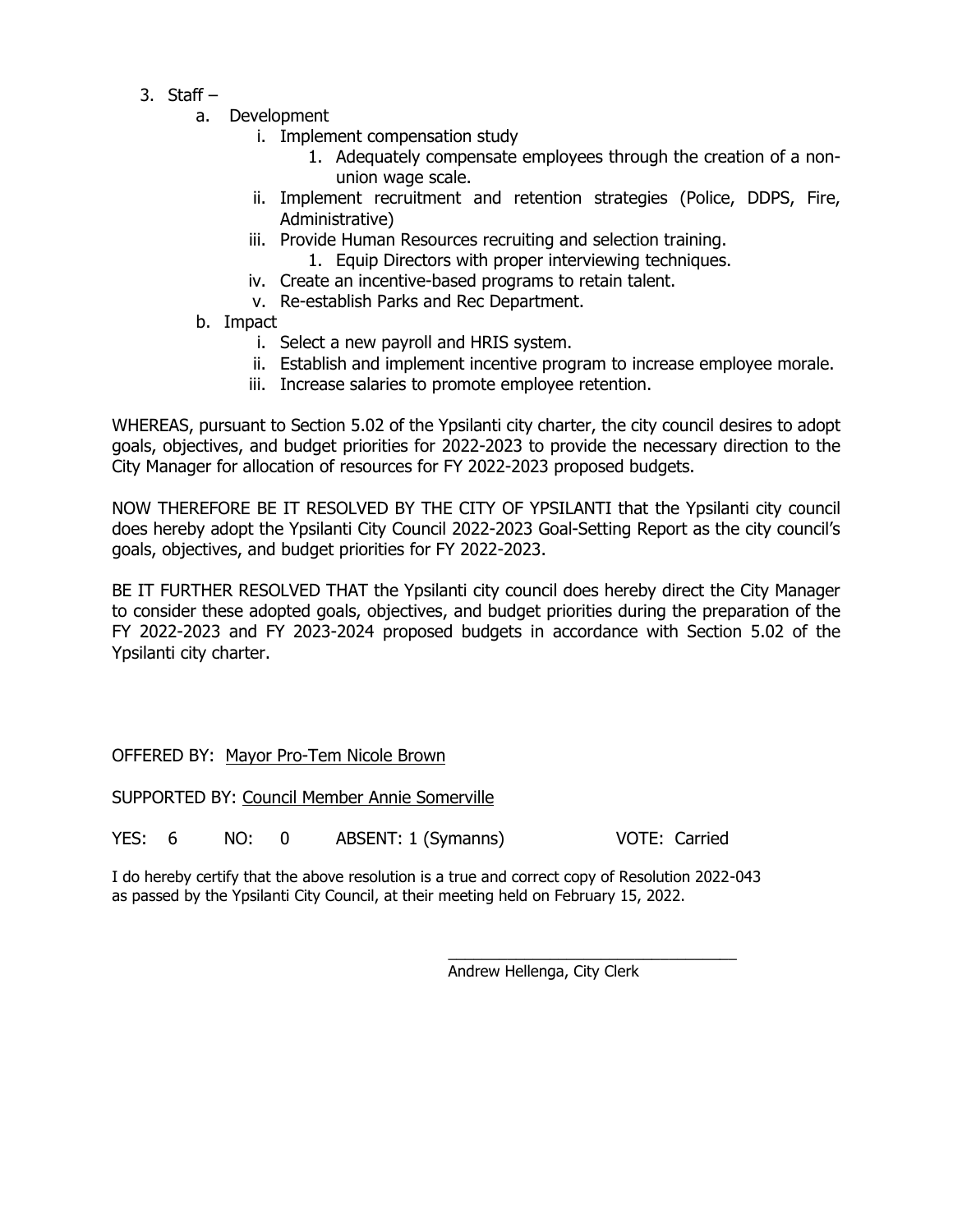3. Staff –
    a. Development
        i. Implement compensation study
            1. Adequately compensate employees through the creation of a non-union wage scale.
        ii. Implement recruitment and retention strategies (Police, DDPS, Fire, Administrative)
        iii. Provide Human Resources recruiting and selection training.
            1. Equip Directors with proper interviewing techniques.
        iv. Create an incentive-based programs to retain talent.
        v. Re-establish Parks and Rec Department.
    b. Impact
        i. Select a new payroll and HRIS system.
        ii. Establish and implement incentive program to increase employee morale.
        iii. Increase salaries to promote employee retention.

WHEREAS, pursuant to Section 5.02 of the Ypsilanti city charter, the city council desires to adopt goals, objectives, and budget priorities for 2022-2023 to provide the necessary direction to the City Manager for allocation of resources for FY 2022-2023 proposed budgets.

NOW THEREFORE BE IT RESOLVED BY THE CITY OF YPSILANTI that the Ypsilanti city council does hereby adopt the Ypsilanti City Council 2022-2023 Goal-Setting Report as the city council's goals, objectives, and budget priorities for FY 2022-2023.

BE IT FURTHER RESOLVED THAT the Ypsilanti city council does hereby direct the City Manager to consider these adopted goals, objectives, and budget priorities during the preparation of the FY 2022-2023 and FY 2023-2024 proposed budgets in accordance with Section 5.02 of the Ypsilanti city charter.

OFFERED BY: Mayor Pro-Tem Nicole Brown

SUPPORTED BY: Council Member Annie Somerville

YES: 6 NO: 0 ABSENT: 1 (Symanns) VOTE: Carried

I do hereby certify that the above resolution is a true and correct copy of Resolution 2022-043 as passed by the Ypsilanti City Council, at their meeting held on February 15, 2022.

\_\_\_\_\_\_\_\_\_\_\_\_\_\_\_\_\_\_\_\_\_\_\_\_\_\_\_\_\_\_\_\_\_\_

Andrew Hellenga, City Clerk